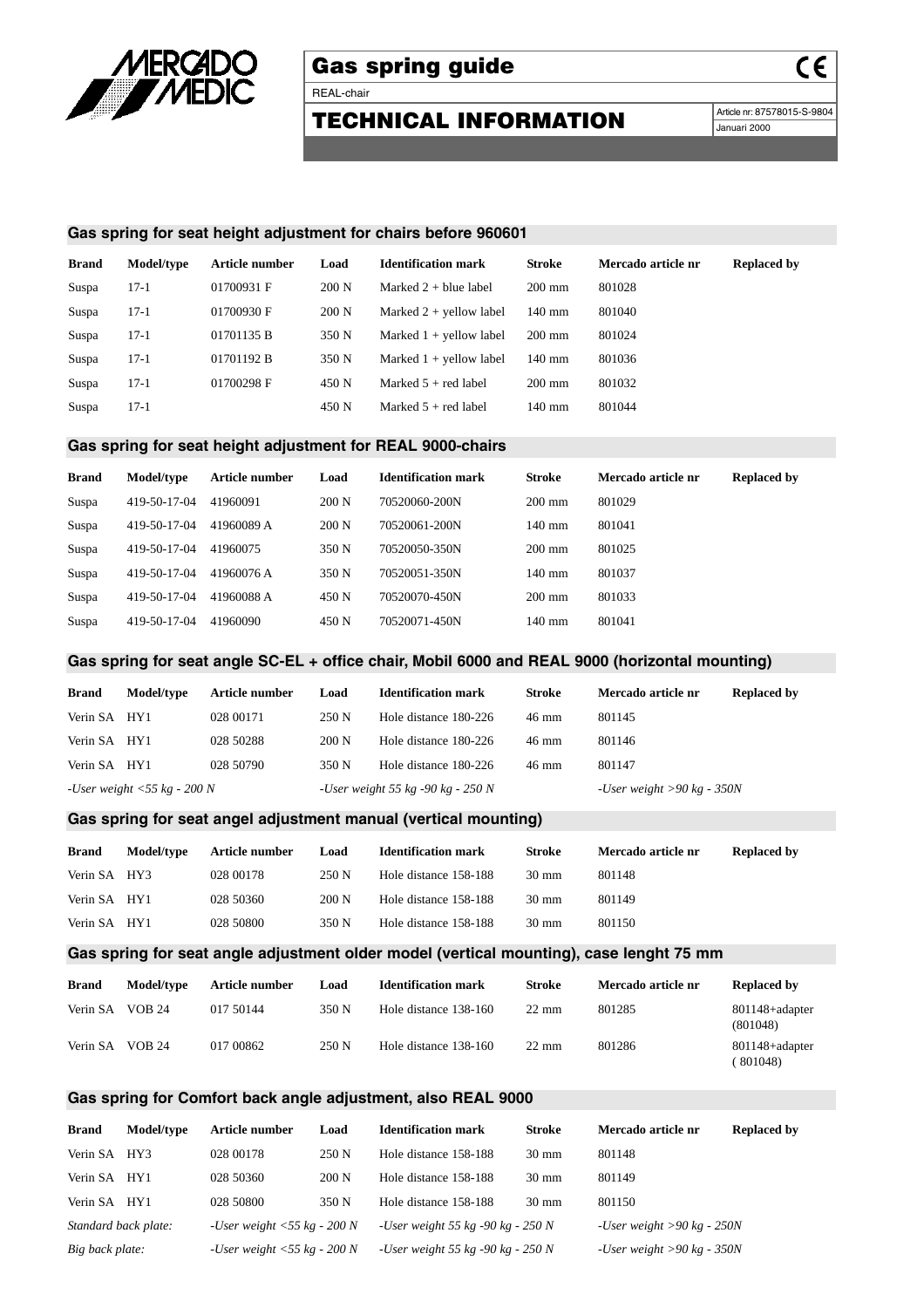# Gas spring guide

REAL-chair

## TECHNICAL INFORMATION

Article nr: 87578015-S-9804
Januari 2000

### Gas spring for seat height adjustment for chairs before 960601

| Brand | Model/type | Article number | Load | Identification mark | Stroke | Mercado article nr | Replaced by |
|---|---|---|---|---|---|---|---|
| Suspa | 17-1 | 01700931 F | 200 N | Marked 2 + blue label | 200 mm | 801028 | |
| Suspa | 17-1 | 01700930 F | 200 N | Marked 2 + yellow label | 140 mm | 801040 | |
| Suspa | 17-1 | 01701135 B | 350 N | Marked 1 + yellow label | 200 mm | 801024 | |
| Suspa | 17-1 | 01701192 B | 350 N | Marked 1 + yellow label | 140 mm | 801036 | |
| Suspa | 17-1 | 01700298 F | 450 N | Marked 5 + red label | 200 mm | 801032 | |
| Suspa | 17-1 | | 450 N | Marked 5 + red label | 140 mm | 801044 | |

### Gas spring for seat height adjustment for REAL 9000-chairs

| Brand | Model/type | Article number | Load | Identification mark | Stroke | Mercado article nr | Replaced by |
|---|---|---|---|---|---|---|---|
| Suspa | 419-50-17-04 | 41960091 | 200 N | 70520060-200N | 200 mm | 801029 | |
| Suspa | 419-50-17-04 | 41960089 A | 200 N | 70520061-200N | 140 mm | 801041 | |
| Suspa | 419-50-17-04 | 41960075 | 350 N | 70520050-350N | 200 mm | 801025 | |
| Suspa | 419-50-17-04 | 41960076 A | 350 N | 70520051-350N | 140 mm | 801037 | |
| Suspa | 419-50-17-04 | 41960088 A | 450 N | 70520070-450N | 200 mm | 801033 | |
| Suspa | 419-50-17-04 | 41960090 | 450 N | 70520071-450N | 140 mm | 801041 | |

### Gas spring for seat angle SC-EL + office chair, Mobil 6000 and REAL 9000 (horizontal mounting)

| Brand | Model/type | Article number | Load | Identification mark | Stroke | Mercado article nr | Replaced by |
|---|---|---|---|---|---|---|---|
| Verin SA | HY1 | 028 00171 | 250 N | Hole distance 180-226 | 46 mm | 801145 | |
| Verin SA | HY1 | 028 50288 | 200 N | Hole distance 180-226 | 46 mm | 801146 | |
| Verin SA | HY1 | 028 50790 | 350 N | Hole distance 180-226 | 46 mm | 801147 | |

*-User weight <55 kg - 200 N* *-User weight 55 kg -90 kg - 250 N* *-User weight >90 kg - 350N*

### Gas spring for seat angel adjustment manual (vertical mounting)

| Brand | Model/type | Article number | Load | Identification mark | Stroke | Mercado article nr | Replaced by |
|---|---|---|---|---|---|---|---|
| Verin SA | HY3 | 028 00178 | 250 N | Hole distance 158-188 | 30 mm | 801148 | |
| Verin SA | HY1 | 028 50360 | 200 N | Hole distance 158-188 | 30 mm | 801149 | |
| Verin SA | HY1 | 028 50800 | 350 N | Hole distance 158-188 | 30 mm | 801150 | |

### Gas spring for seat angle adjustment older model (vertical mounting), case lenght 75 mm

| Brand | Model/type | Article number | Load | Identification mark | Stroke | Mercado article nr | Replaced by |
|---|---|---|---|---|---|---|---|
| Verin SA | VOB 24 | 017 50144 | 350 N | Hole distance 138-160 | 22 mm | 801285 | 801148+adapter (801048) |
| Verin SA | VOB 24 | 017 00862 | 250 N | Hole distance 138-160 | 22 mm | 801286 | 801148+adapter ( 801048) |

### Gas spring for Comfort back angle adjustment, also REAL 9000

| Brand | Model/type | Article number | Load | Identification mark | Stroke | Mercado article nr | Replaced by |
|---|---|---|---|---|---|---|---|
| Verin SA | HY3 | 028 00178 | 250 N | Hole distance 158-188 | 30 mm | 801148 | |
| Verin SA | HY1 | 028 50360 | 200 N | Hole distance 158-188 | 30 mm | 801149 | |
| Verin SA | HY1 | 028 50800 | 350 N | Hole distance 158-188 | 30 mm | 801150 | |

*Standard back plate:* *-User weight <55 kg - 200 N* *-User weight 55 kg -90 kg - 250 N* *-User weight >90 kg - 250N*

*Big back plate:* *-User weight <55 kg - 200 N* *-User weight 55 kg -90 kg - 250 N* *-User weight >90 kg - 350N*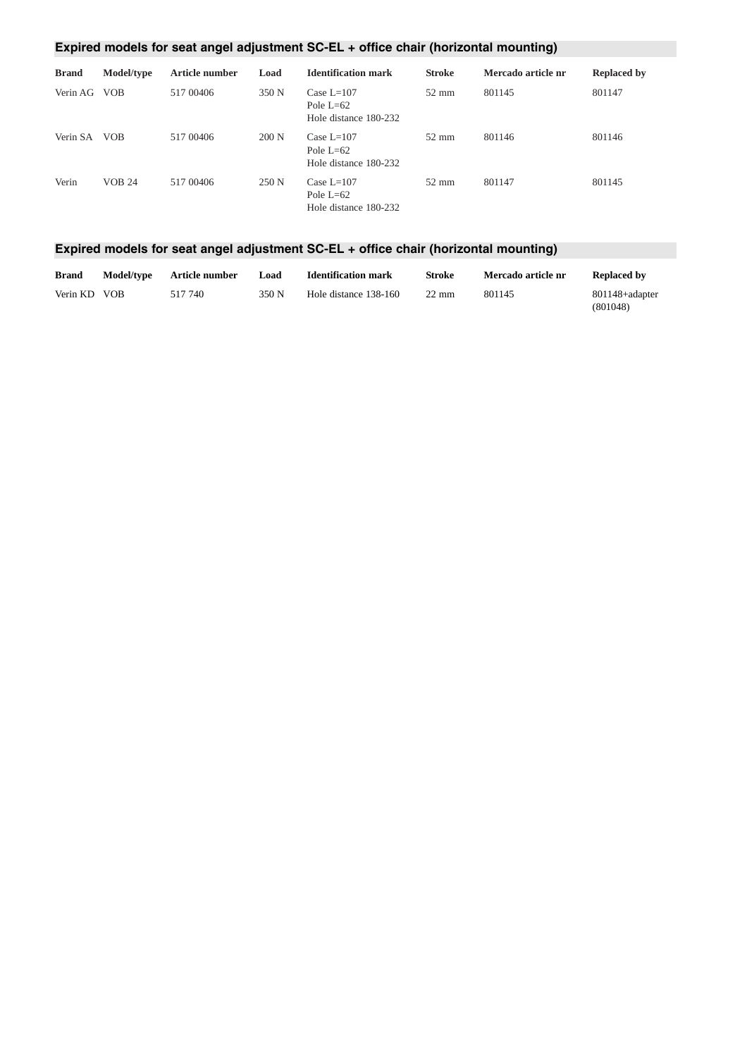## Expired models for seat angel adjustment SC-EL + office chair (horizontal mounting)

| Brand | Model/type | Article number | Load | Identification mark | Stroke | Mercado article nr | Replaced by |
|---|---|---|---|---|---|---|---|
| Verin AG | VOB | 517 00406 | 350 N | Case L=107<br>Pole L=62<br>Hole distance 180-232 | 52 mm | 801145 | 801147 |
| Verin SA | VOB | 517 00406 | 200 N | Case L=107<br>Pole L=62<br>Hole distance 180-232 | 52 mm | 801146 | 801146 |
| Verin | VOB 24 | 517 00406 | 250 N | Case L=107<br>Pole L=62<br>Hole distance 180-232 | 52 mm | 801147 | 801145 |

## Expired models for seat angel adjustment SC-EL + office chair (horizontal mounting)

| Brand | Model/type | Article number | Load | Identification mark | Stroke | Mercado article nr | Replaced by |
|---|---|---|---|---|---|---|---|
| Verin KD | VOB | 517 740 | 350 N | Hole distance 138-160 | 22 mm | 801145 | 801148+adapter (801048) |